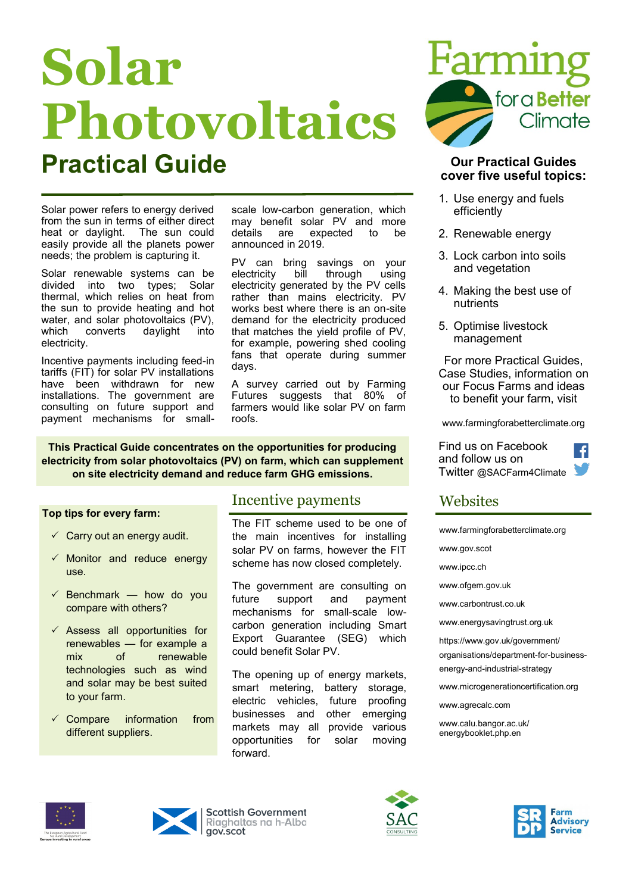# Solar Photovoltaics

## Practical Guide

Solar power refers to energy derived from the sun in terms of either direct heat or daylight. The sun could easily provide all the planets power needs; the problem is capturing it.

Solar renewable systems can be divided into two types; Solar thermal, which relies on heat from the sun to provide heating and hot water, and solar photovoltaics (PV), which converts daylight into electricity.

Incentive payments including feed-in tariffs (FIT) for solar PV installations have been withdrawn for new installations. The government are consulting on future support and payment mechanisms for small-scale low-carbon generation, which may benefit solar PV and more details are expected to be announced in 2019.

PV can bring savings on your electricity bill through using electricity generated by the PV cells rather than mains electricity. PV works best where there is an on-site demand for the electricity produced that matches the yield profile of PV, for example, powering shed cooling fans that operate during summer days.

A survey carried out by Farming Futures suggests that 80% of farmers would like solar PV on farm roofs.

**This Practical Guide concentrates on the opportunities for producing electricity from solar photovoltaics (PV) on farm, which can supplement on site electricity demand and reduce farm GHG emissions.**

**Top tips for every farm:**

- ✓ Carry out an energy audit.
- ✓ Monitor and reduce energy use.
- ✓ Benchmark — how do you compare with others?
- ✓ Assess all opportunities for renewables — for example a mix of renewable technologies such as wind and solar may be best suited to your farm.
- ✓ Compare information from different suppliers.

## Incentive payments

The FIT scheme used to be one of the main incentives for installing solar PV on farms, however the FIT scheme has now closed completely.

The government are consulting on future support and payment mechanisms for small-scale low-carbon generation including Smart Export Guarantee (SEG) which could benefit Solar PV.

The opening up of energy markets, smart metering, battery storage, electric vehicles, future proofing businesses and other emerging markets may all provide various opportunities for solar moving forward.

Farming for a Better Climate

**Our Practical Guides cover five useful topics:**

1. Use energy and fuels efficiently
2. Renewable energy
3. Lock carbon into soils and vegetation
4. Making the best use of nutrients
5. Optimise livestock management

For more Practical Guides, Case Studies, information on our Focus Farms and ideas to benefit your farm, visit

www.farmingforabetterclimate.org

Find us on Facebook and follow us on Twitter @SACFarm4Climate

## Websites

www.farmingforabetterclimate.org

www.gov.scot

www.ipcc.ch

www.ofgem.gov.uk

www.carbontrust.co.uk

www.energysavingtrust.org.uk

https://www.gov.uk/government/organisations/department-for-business-energy-and-industrial-strategy

www.microgenerationcertification.org

www.agrecalc.com

www.calu.bangor.ac.uk/energybooklet.php.en

The European Agricultural Fund for Rural Development: Europe investing in rural areas

Scottish Government
Riaghaltas na h-Alba
gov.scot

SAC Consulting

SRDP Farm Advisory Service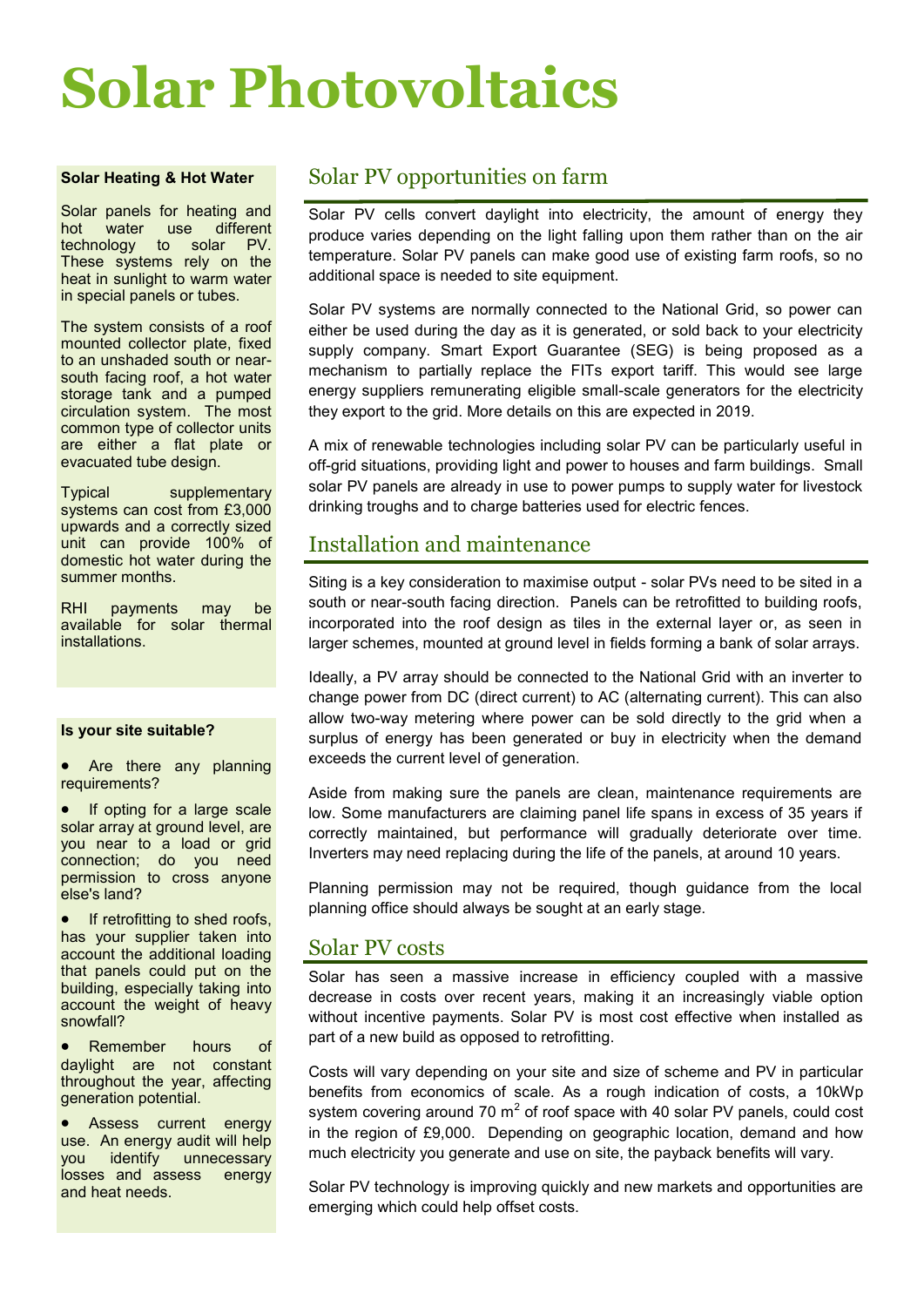# Solar Photovoltaics

## Solar PV opportunities on farm

Solar PV cells convert daylight into electricity, the amount of energy they produce varies depending on the light falling upon them rather than on the air temperature. Solar PV panels can make good use of existing farm roofs, so no additional space is needed to site equipment.

Solar PV systems are normally connected to the National Grid, so power can either be used during the day as it is generated, or sold back to your electricity supply company. Smart Export Guarantee (SEG) is being proposed as a mechanism to partially replace the FITs export tariff. This would see large energy suppliers remunerating eligible small-scale generators for the electricity they export to the grid. More details on this are expected in 2019.

A mix of renewable technologies including solar PV can be particularly useful in off-grid situations, providing light and power to houses and farm buildings. Small solar PV panels are already in use to power pumps to supply water for livestock drinking troughs and to charge batteries used for electric fences.

## Installation and maintenance

Siting is a key consideration to maximise output - solar PVs need to be sited in a south or near-south facing direction. Panels can be retrofitted to building roofs, incorporated into the roof design as tiles in the external layer or, as seen in larger schemes, mounted at ground level in fields forming a bank of solar arrays.

Ideally, a PV array should be connected to the National Grid with an inverter to change power from DC (direct current) to AC (alternating current). This can also allow two-way metering where power can be sold directly to the grid when a surplus of energy has been generated or buy in electricity when the demand exceeds the current level of generation.

Aside from making sure the panels are clean, maintenance requirements are low. Some manufacturers are claiming panel life spans in excess of 35 years if correctly maintained, but performance will gradually deteriorate over time. Inverters may need replacing during the life of the panels, at around 10 years.

Planning permission may not be required, though guidance from the local planning office should always be sought at an early stage.

## Solar PV costs

Solar has seen a massive increase in efficiency coupled with a massive decrease in costs over recent years, making it an increasingly viable option without incentive payments. Solar PV is most cost effective when installed as part of a new build as opposed to retrofitting.

Costs will vary depending on your site and size of scheme and PV in particular benefits from economics of scale. As a rough indication of costs, a 10kWp system covering around 70 m$^2$ of roof space with 40 solar PV panels, could cost in the region of £9,000. Depending on geographic location, demand and how much electricity you generate and use on site, the payback benefits will vary.

Solar PV technology is improving quickly and new markets and opportunities are emerging which could help offset costs.

### Solar Heating & Hot Water

Solar panels for heating and hot water use different technology to solar PV. These systems rely on the heat in sunlight to warm water in special panels or tubes.

The system consists of a roof mounted collector plate, fixed to an unshaded south or near-south facing roof, a hot water storage tank and a pumped circulation system. The most common type of collector units are either a flat plate or evacuated tube design.

Typical supplementary systems can cost from £3,000 upwards and a correctly sized unit can provide 100% of domestic hot water during the summer months.

RHI payments may be available for solar thermal installations.

### Is your site suitable?

- Are there any planning requirements?
- If opting for a large scale solar array at ground level, are you near to a load or grid connection; do you need permission to cross anyone else's land?
- If retrofitting to shed roofs, has your supplier taken into account the additional loading that panels could put on the building, especially taking into account the weight of heavy snowfall?
- Remember hours of daylight are not constant throughout the year, affecting generation potential.
- Assess current energy use. An energy audit will help you identify unnecessary losses and assess energy and heat needs.